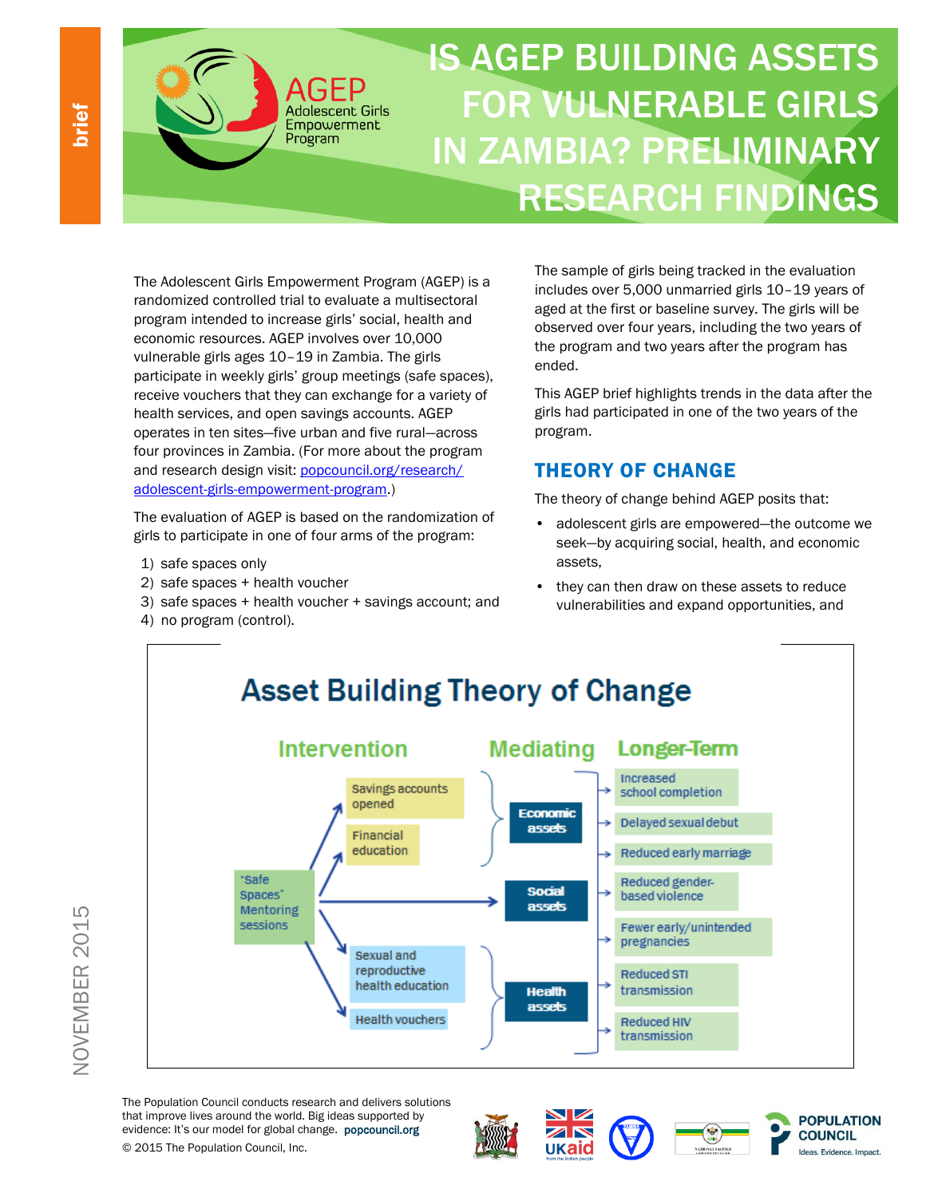brief

# IS AGEP BUILDING ASSETS FOR VULNERABLE GIRLS IN ZAMBIA? PRELIMINARY RESEARCH FINDINGS

AGEP Adolescent Girls Empowerment Program

The Adolescent Girls Empowerment Program (AGEP) is a randomized controlled trial to evaluate a multisectoral program intended to increase girls' social, health and economic resources. AGEP involves over 10,000 vulnerable girls ages 10–19 in Zambia. The girls participate in weekly girls' group meetings (safe spaces), receive vouchers that they can exchange for a variety of health services, and open savings accounts. AGEP operates in ten sites—five urban and five rural—across four provinces in Zambia. (For more about the program and research design visit: [popcouncil.org/research/adolescent-girls-empowerment-program](popcouncil.org/research/adolescent-girls-empowerment-program).)

The evaluation of AGEP is based on the randomization of girls to participate in one of four arms of the program:

1) safe spaces only
2) safe spaces + health voucher
3) safe spaces + health voucher + savings account; and
4) no program (control).

The sample of girls being tracked in the evaluation includes over 5,000 unmarried girls 10–19 years of aged at the first or baseline survey. The girls will be observed over four years, including the two years of the program and two years after the program has ended.

This AGEP brief highlights trends in the data after the girls had participated in one of the two years of the program.

## THEORY OF CHANGE

The theory of change behind AGEP posits that:

- adolescent girls are empowered—the outcome we seek—by acquiring social, health, and economic assets,
- they can then draw on these assets to reduce vulnerabilities and expand opportunities, and

### Asset Building Theory of Change

| Intervention | | Mediating | Longer-Term |
|---|---|---|---|
| "Safe Spaces" Mentoring sessions | Savings accounts opened; Financial education | Economic assets | Increased school completion; Delayed sexual debut; Reduced early marriage |
| | | Social assets | Reduced gender-based violence; Fewer early/unintended pregnancies |
| | Sexual and reproductive health education; Health vouchers | Health assets | Reduced STI transmission; Reduced HIV transmission |

NOVEMBER 2015

The Population Council conducts research and delivers solutions that improve lives around the world. Big ideas supported by evidence: It's our model for global change. popcouncil.org

© 2015 The Population Council, Inc.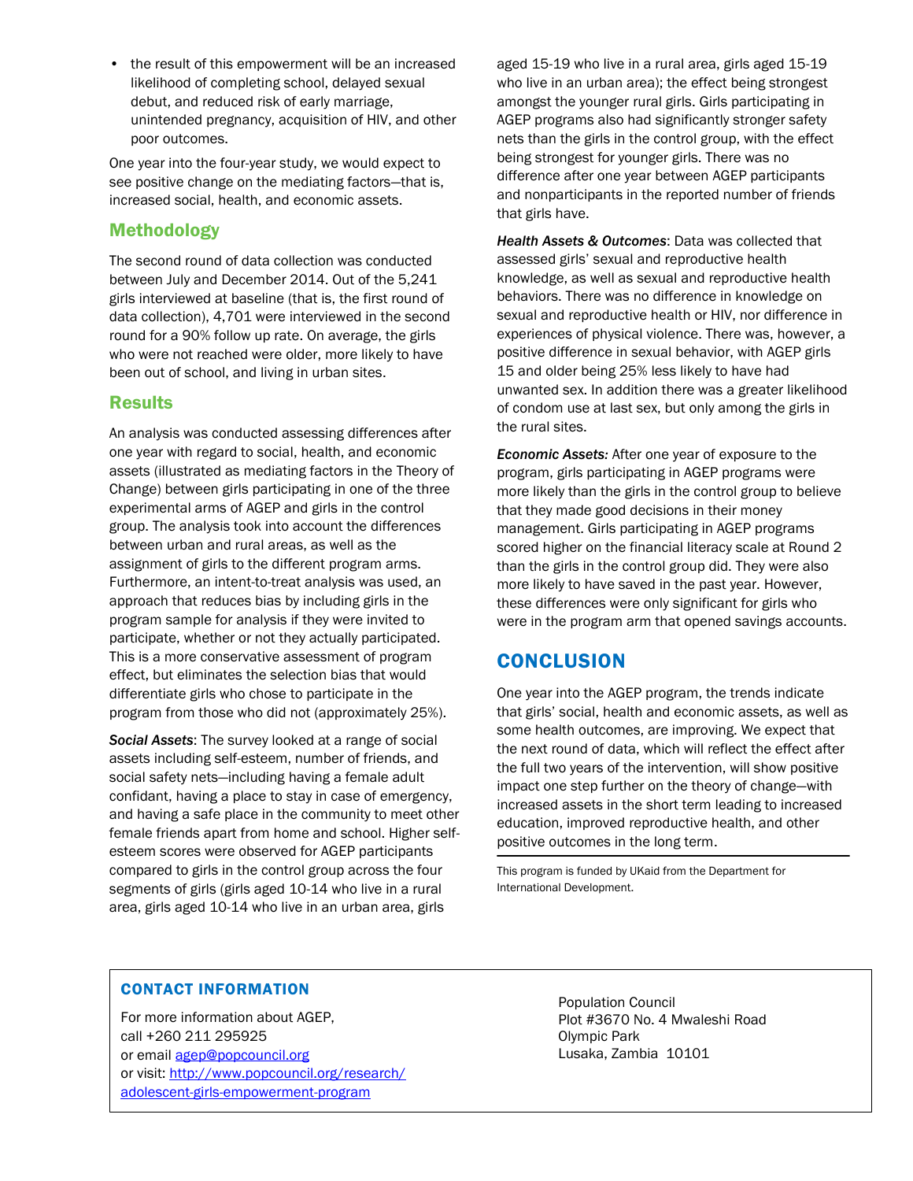- the result of this empowerment will be an increased likelihood of completing school, delayed sexual debut, and reduced risk of early marriage, unintended pregnancy, acquisition of HIV, and other poor outcomes.

One year into the four-year study, we would expect to see positive change on the mediating factors—that is, increased social, health, and economic assets.

## Methodology

The second round of data collection was conducted between July and December 2014. Out of the 5,241 girls interviewed at baseline (that is, the first round of data collection), 4,701 were interviewed in the second round for a 90% follow up rate. On average, the girls who were not reached were older, more likely to have been out of school, and living in urban sites.

## Results

An analysis was conducted assessing differences after one year with regard to social, health, and economic assets (illustrated as mediating factors in the Theory of Change) between girls participating in one of the three experimental arms of AGEP and girls in the control group. The analysis took into account the differences between urban and rural areas, as well as the assignment of girls to the different program arms. Furthermore, an intent-to-treat analysis was used, an approach that reduces bias by including girls in the program sample for analysis if they were invited to participate, whether or not they actually participated. This is a more conservative assessment of program effect, but eliminates the selection bias that would differentiate girls who chose to participate in the program from those who did not (approximately 25%).

***Social Assets***: The survey looked at a range of social assets including self-esteem, number of friends, and social safety nets—including having a female adult confidant, having a place to stay in case of emergency, and having a safe place in the community to meet other female friends apart from home and school. Higher self-esteem scores were observed for AGEP participants compared to girls in the control group across the four segments of girls (girls aged 10-14 who live in a rural area, girls aged 10-14 who live in an urban area, girls aged 15-19 who live in a rural area, girls aged 15-19 who live in an urban area); the effect being strongest amongst the younger rural girls. Girls participating in AGEP programs also had significantly stronger safety nets than the girls in the control group, with the effect being strongest for younger girls. There was no difference after one year between AGEP participants and nonparticipants in the reported number of friends that girls have.

***Health Assets & Outcomes***: Data was collected that assessed girls' sexual and reproductive health knowledge, as well as sexual and reproductive health behaviors. There was no difference in knowledge on sexual and reproductive health or HIV, nor difference in experiences of physical violence. There was, however, a positive difference in sexual behavior, with AGEP girls 15 and older being 25% less likely to have had unwanted sex. In addition there was a greater likelihood of condom use at last sex, but only among the girls in the rural sites.

***Economic Assets:*** After one year of exposure to the program, girls participating in AGEP programs were more likely than the girls in the control group to believe that they made good decisions in their money management. Girls participating in AGEP programs scored higher on the financial literacy scale at Round 2 than the girls in the control group did. They were also more likely to have saved in the past year. However, these differences were only significant for girls who were in the program arm that opened savings accounts.

# CONCLUSION

One year into the AGEP program, the trends indicate that girls' social, health and economic assets, as well as some health outcomes, are improving. We expect that the next round of data, which will reflect the effect after the full two years of the intervention, will show positive impact one step further on the theory of change—with increased assets in the short term leading to increased education, improved reproductive health, and other positive outcomes in the long term.

This program is funded by UKaid from the Department for International Development.

### CONTACT INFORMATION

For more information about AGEP,
call +260 211 295925
or email agep@popcouncil.org
or visit: http://www.popcouncil.org/research/adolescent-girls-empowerment-program

Population Council
Plot #3670 No. 4 Mwaleshi Road
Olympic Park
Lusaka, Zambia 10101